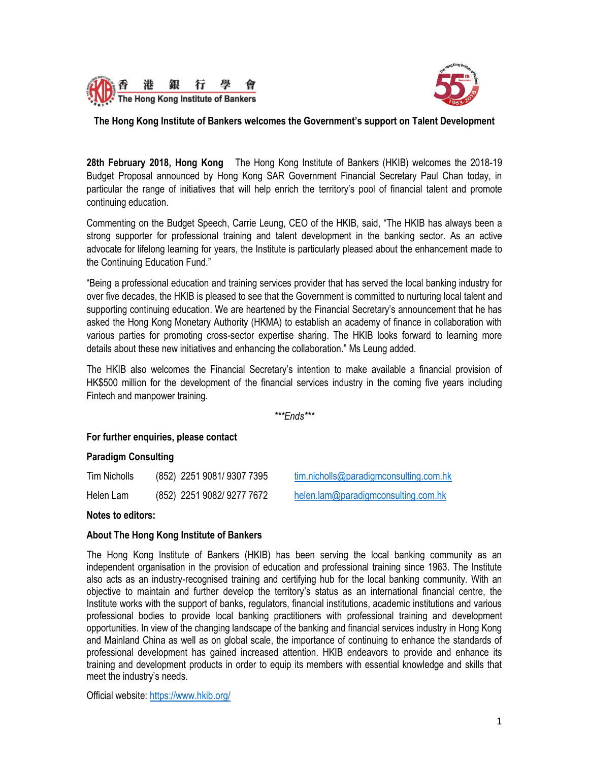香 港 銀 行 學 會
The Hong Kong Institute of Bankers

# The Hong Kong Institute of Bankers welcomes the Government's support on Talent Development

**28th February 2018, Hong Kong** The Hong Kong Institute of Bankers (HKIB) welcomes the 2018-19 Budget Proposal announced by Hong Kong SAR Government Financial Secretary Paul Chan today, in particular the range of initiatives that will help enrich the territory's pool of financial talent and promote continuing education.

Commenting on the Budget Speech, Carrie Leung, CEO of the HKIB, said, "The HKIB has always been a strong supporter for professional training and talent development in the banking sector. As an active advocate for lifelong learning for years, the Institute is particularly pleased about the enhancement made to the Continuing Education Fund."

"Being a professional education and training services provider that has served the local banking industry for over five decades, the HKIB is pleased to see that the Government is committed to nurturing local talent and supporting continuing education. We are heartened by the Financial Secretary's announcement that he has asked the Hong Kong Monetary Authority (HKMA) to establish an academy of finance in collaboration with various parties for promoting cross-sector expertise sharing. The HKIB looks forward to learning more details about these new initiatives and enhancing the collaboration." Ms Leung added.

The HKIB also welcomes the Financial Secretary's intention to make available a financial provision of HK$500 million for the development of the financial services industry in the coming five years including Fintech and manpower training.

*\*\*\*Ends\*\*\**

**For further enquiries, please contact**

**Paradigm Consulting**

| | | |
|---|---|---|
| Tim Nicholls | (852) 2251 9081/ 9307 7395 | tim.nicholls@paradigmconsulting.com.hk |
| Helen Lam | (852) 2251 9082/ 9277 7672 | helen.lam@paradigmconsulting.com.hk |

**Notes to editors:**

**About The Hong Kong Institute of Bankers**

The Hong Kong Institute of Bankers (HKIB) has been serving the local banking community as an independent organisation in the provision of education and professional training since 1963. The Institute also acts as an industry-recognised training and certifying hub for the local banking community. With an objective to maintain and further develop the territory's status as an international financial centre, the Institute works with the support of banks, regulators, financial institutions, academic institutions and various professional bodies to provide local banking practitioners with professional training and development opportunities. In view of the changing landscape of the banking and financial services industry in Hong Kong and Mainland China as well as on global scale, the importance of continuing to enhance the standards of professional development has gained increased attention. HKIB endeavors to provide and enhance its training and development products in order to equip its members with essential knowledge and skills that meet the industry's needs.

Official website: https://www.hkib.org/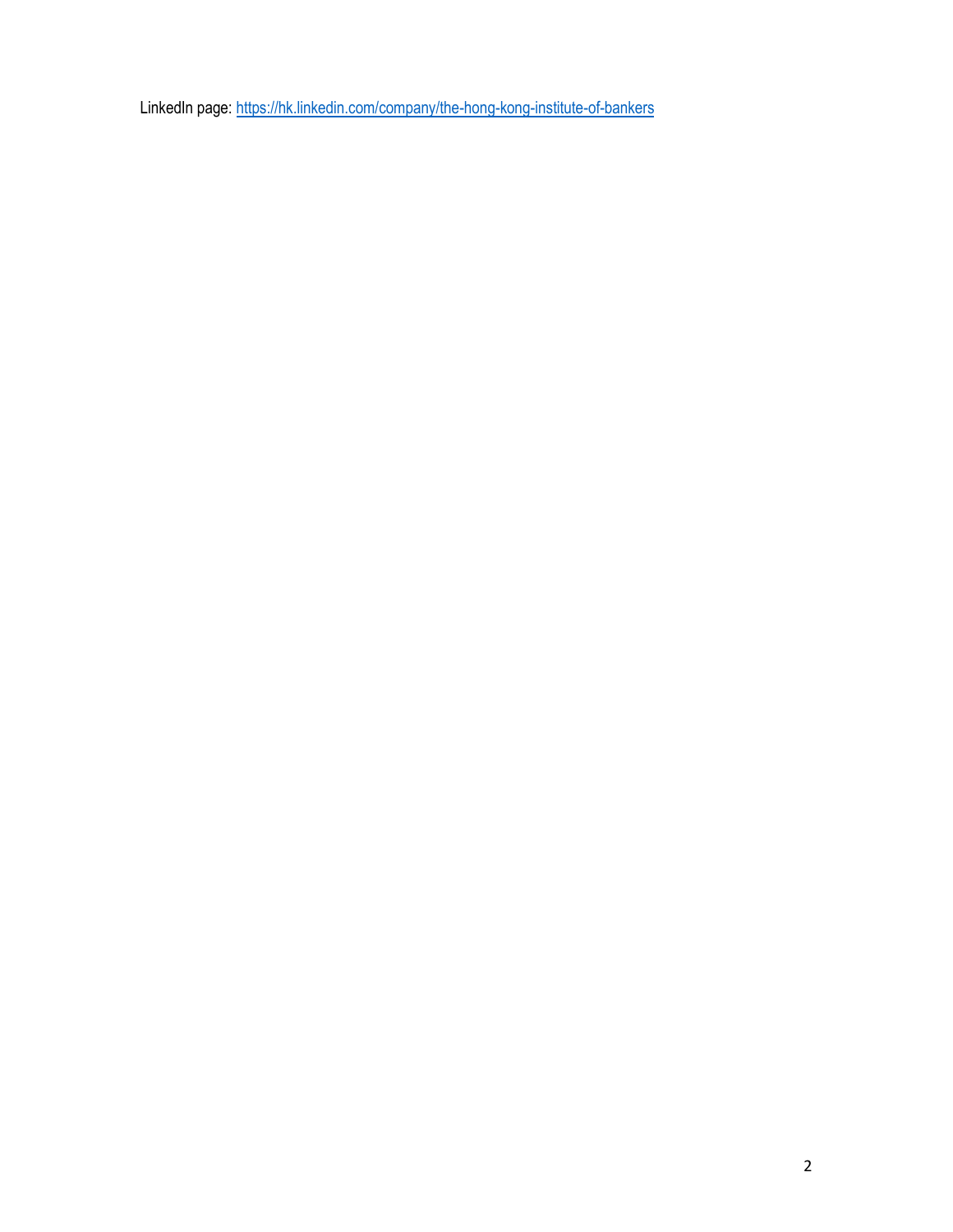LinkedIn page: [https://hk.linkedin.com/company/the-hong-kong-institute-of-bankers](https://hk.linkedin.com/company/the-hong-kong-institute-of-bankers)